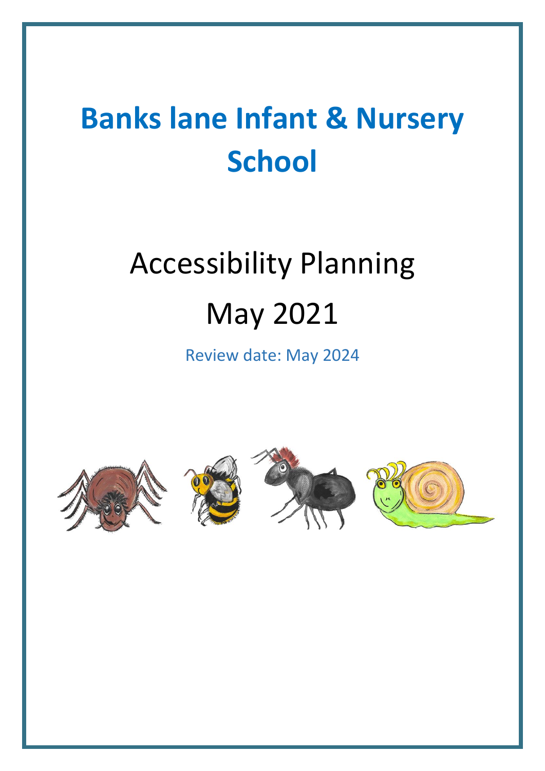# Banks lane Infant & Nursery School

## Accessibility Planning

## May 2021

Review date: May 2024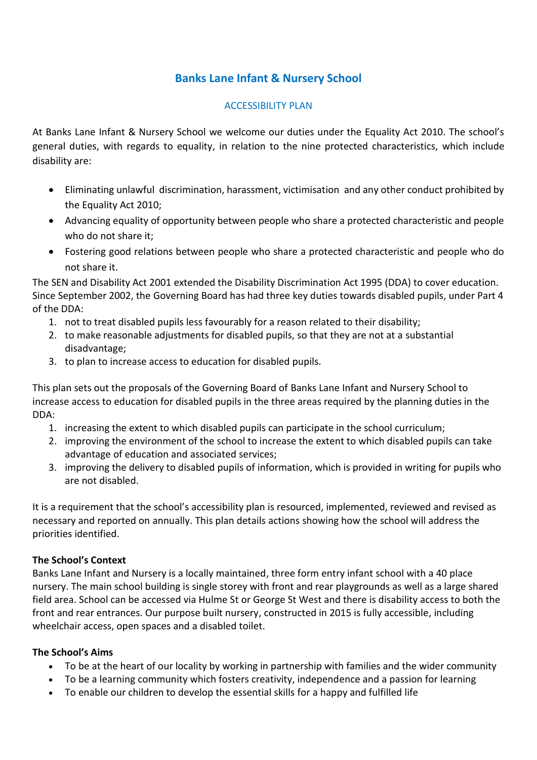# Banks Lane Infant & Nursery School

## ACCESSIBILITY PLAN

At Banks Lane Infant & Nursery School we welcome our duties under the Equality Act 2010. The school's general duties, with regards to equality, in relation to the nine protected characteristics, which include disability are:

- Eliminating unlawful discrimination, harassment, victimisation and any other conduct prohibited by the Equality Act 2010;
- Advancing equality of opportunity between people who share a protected characteristic and people who do not share it;
- Fostering good relations between people who share a protected characteristic and people who do not share it.

The SEN and Disability Act 2001 extended the Disability Discrimination Act 1995 (DDA) to cover education. Since September 2002, the Governing Board has had three key duties towards disabled pupils, under Part 4 of the DDA:

1. not to treat disabled pupils less favourably for a reason related to their disability;
2. to make reasonable adjustments for disabled pupils, so that they are not at a substantial disadvantage;
3. to plan to increase access to education for disabled pupils.

This plan sets out the proposals of the Governing Board of Banks Lane Infant and Nursery School to increase access to education for disabled pupils in the three areas required by the planning duties in the DDA:

1. increasing the extent to which disabled pupils can participate in the school curriculum;
2. improving the environment of the school to increase the extent to which disabled pupils can take advantage of education and associated services;
3. improving the delivery to disabled pupils of information, which is provided in writing for pupils who are not disabled.

It is a requirement that the school's accessibility plan is resourced, implemented, reviewed and revised as necessary and reported on annually. This plan details actions showing how the school will address the priorities identified.

**The School's Context**

Banks Lane Infant and Nursery is a locally maintained, three form entry infant school with a 40 place nursery. The main school building is single storey with front and rear playgrounds as well as a large shared field area. School can be accessed via Hulme St or George St West and there is disability access to both the front and rear entrances. Our purpose built nursery, constructed in 2015 is fully accessible, including wheelchair access, open spaces and a disabled toilet.

**The School's Aims**

- To be at the heart of our locality by working in partnership with families and the wider community
- To be a learning community which fosters creativity, independence and a passion for learning
- To enable our children to develop the essential skills for a happy and fulfilled life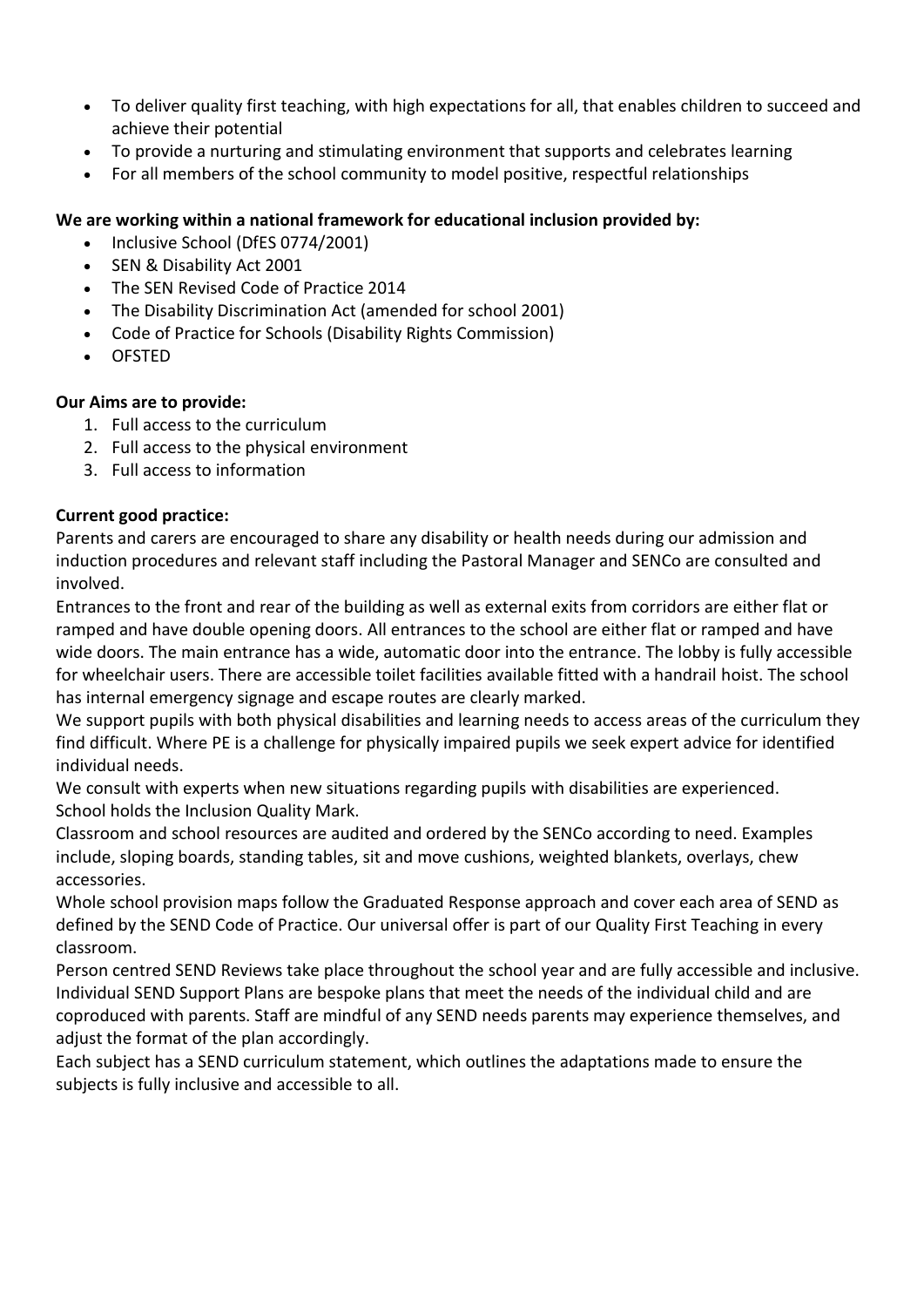- To deliver quality first teaching, with high expectations for all, that enables children to succeed and achieve their potential
- To provide a nurturing and stimulating environment that supports and celebrates learning
- For all members of the school community to model positive, respectful relationships

**We are working within a national framework for educational inclusion provided by:**

- Inclusive School (DfES 0774/2001)
- SEN & Disability Act 2001
- The SEN Revised Code of Practice 2014
- The Disability Discrimination Act (amended for school 2001)
- Code of Practice for Schools (Disability Rights Commission)
- OFSTED

**Our Aims are to provide:**

1. Full access to the curriculum
2. Full access to the physical environment
3. Full access to information

**Current good practice:**

Parents and carers are encouraged to share any disability or health needs during our admission and induction procedures and relevant staff including the Pastoral Manager and SENCo are consulted and involved.

Entrances to the front and rear of the building as well as external exits from corridors are either flat or ramped and have double opening doors. All entrances to the school are either flat or ramped and have wide doors. The main entrance has a wide, automatic door into the entrance. The lobby is fully accessible for wheelchair users. There are accessible toilet facilities available fitted with a handrail hoist. The school has internal emergency signage and escape routes are clearly marked.

We support pupils with both physical disabilities and learning needs to access areas of the curriculum they find difficult. Where PE is a challenge for physically impaired pupils we seek expert advice for identified individual needs.

We consult with experts when new situations regarding pupils with disabilities are experienced.

School holds the Inclusion Quality Mark.

Classroom and school resources are audited and ordered by the SENCo according to need. Examples include, sloping boards, standing tables, sit and move cushions, weighted blankets, overlays, chew accessories.

Whole school provision maps follow the Graduated Response approach and cover each area of SEND as defined by the SEND Code of Practice. Our universal offer is part of our Quality First Teaching in every classroom.

Person centred SEND Reviews take place throughout the school year and are fully accessible and inclusive. Individual SEND Support Plans are bespoke plans that meet the needs of the individual child and are coproduced with parents. Staff are mindful of any SEND needs parents may experience themselves, and adjust the format of the plan accordingly.

Each subject has a SEND curriculum statement, which outlines the adaptations made to ensure the subjects is fully inclusive and accessible to all.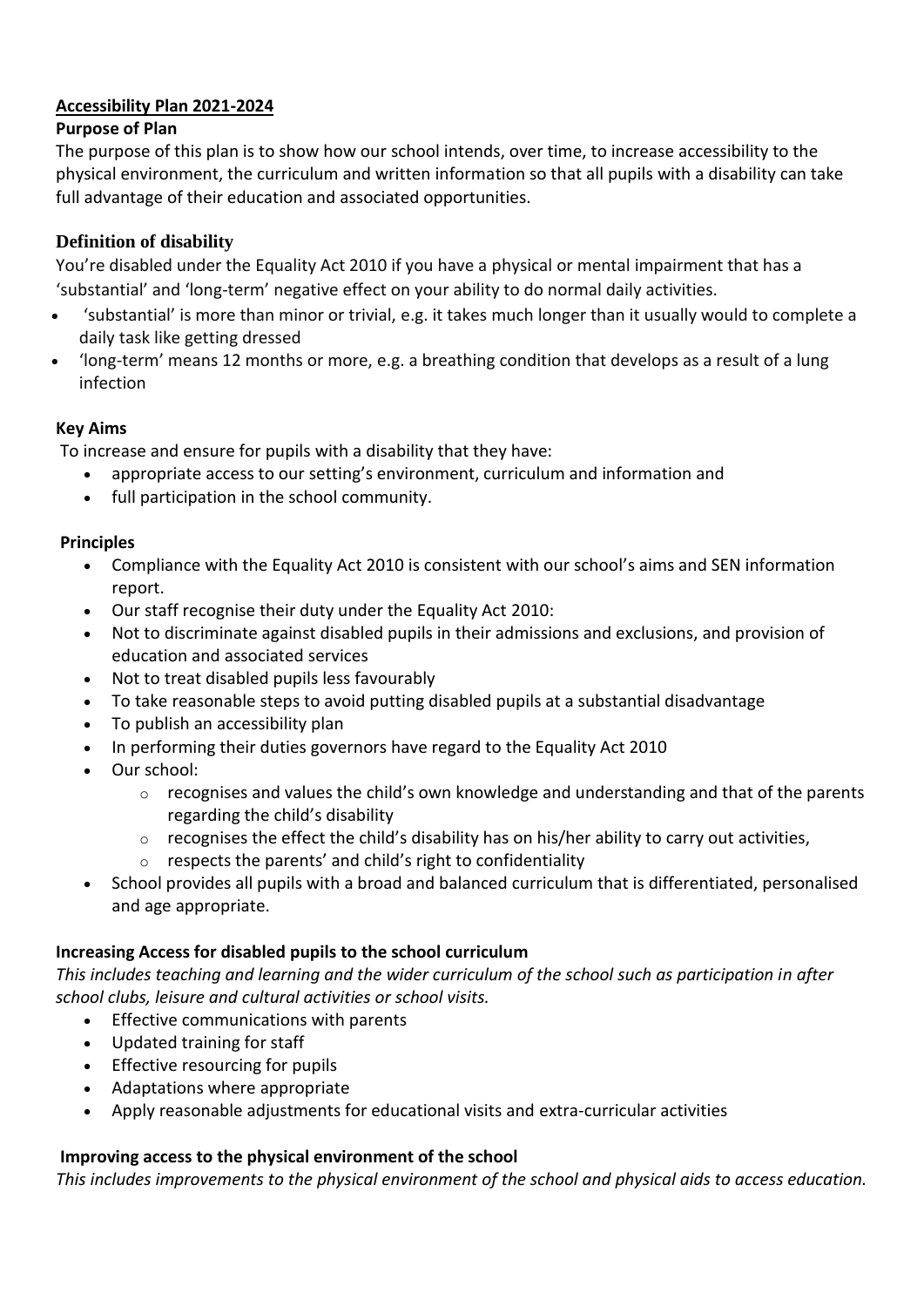**Accessibility Plan 2021-2024**

**Purpose of Plan**

The purpose of this plan is to show how our school intends, over time, to increase accessibility to the physical environment, the curriculum and written information so that all pupils with a disability can take full advantage of their education and associated opportunities.

**Definition of disability**

You're disabled under the Equality Act 2010 if you have a physical or mental impairment that has a 'substantial' and 'long-term' negative effect on your ability to do normal daily activities.

- 'substantial' is more than minor or trivial, e.g. it takes much longer than it usually would to complete a daily task like getting dressed
- 'long-term' means 12 months or more, e.g. a breathing condition that develops as a result of a lung infection

**Key Aims**

To increase and ensure for pupils with a disability that they have:

- appropriate access to our setting's environment, curriculum and information and
- full participation in the school community.

**Principles**

- Compliance with the Equality Act 2010 is consistent with our school's aims and SEN information report.
- Our staff recognise their duty under the Equality Act 2010:
- Not to discriminate against disabled pupils in their admissions and exclusions, and provision of education and associated services
- Not to treat disabled pupils less favourably
- To take reasonable steps to avoid putting disabled pupils at a substantial disadvantage
- To publish an accessibility plan
- In performing their duties governors have regard to the Equality Act 2010
- Our school:
  - recognises and values the child's own knowledge and understanding and that of the parents regarding the child's disability
  - recognises the effect the child's disability has on his/her ability to carry out activities,
  - respects the parents' and child's right to confidentiality
- School provides all pupils with a broad and balanced curriculum that is differentiated, personalised and age appropriate.

**Increasing Access for disabled pupils to the school curriculum**

*This includes teaching and learning and the wider curriculum of the school such as participation in after school clubs, leisure and cultural activities or school visits.*

- Effective communications with parents
- Updated training for staff
- Effective resourcing for pupils
- Adaptations where appropriate
- Apply reasonable adjustments for educational visits and extra-curricular activities

**Improving access to the physical environment of the school**

*This includes improvements to the physical environment of the school and physical aids to access education.*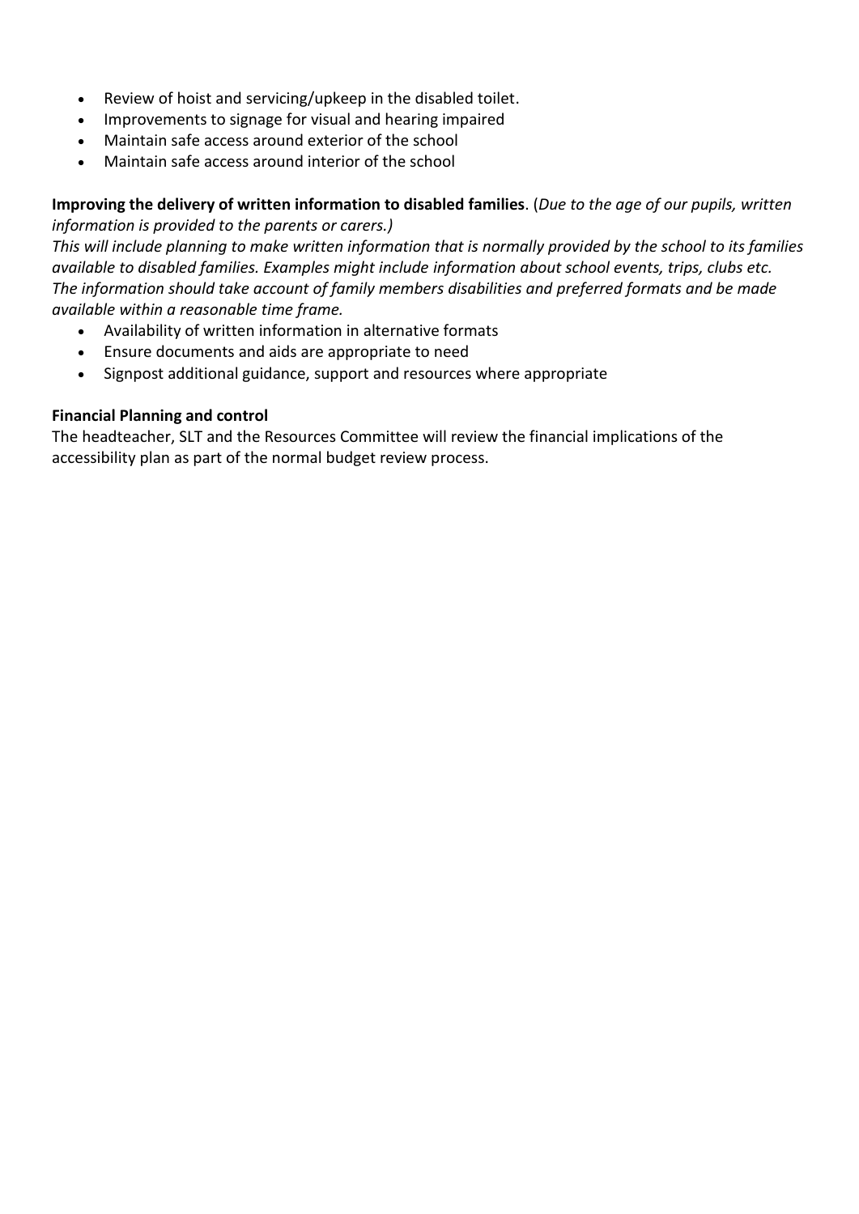- Review of hoist and servicing/upkeep in the disabled toilet.
- Improvements to signage for visual and hearing impaired
- Maintain safe access around exterior of the school
- Maintain safe access around interior of the school

**Improving the delivery of written information to disabled families**. (*Due to the age of our pupils, written information is provided to the parents or carers.)*

*This will include planning to make written information that is normally provided by the school to its families available to disabled families. Examples might include information about school events, trips, clubs etc. The information should take account of family members disabilities and preferred formats and be made available within a reasonable time frame.*

- Availability of written information in alternative formats
- Ensure documents and aids are appropriate to need
- Signpost additional guidance, support and resources where appropriate

**Financial Planning and control**

The headteacher, SLT and the Resources Committee will review the financial implications of the accessibility plan as part of the normal budget review process.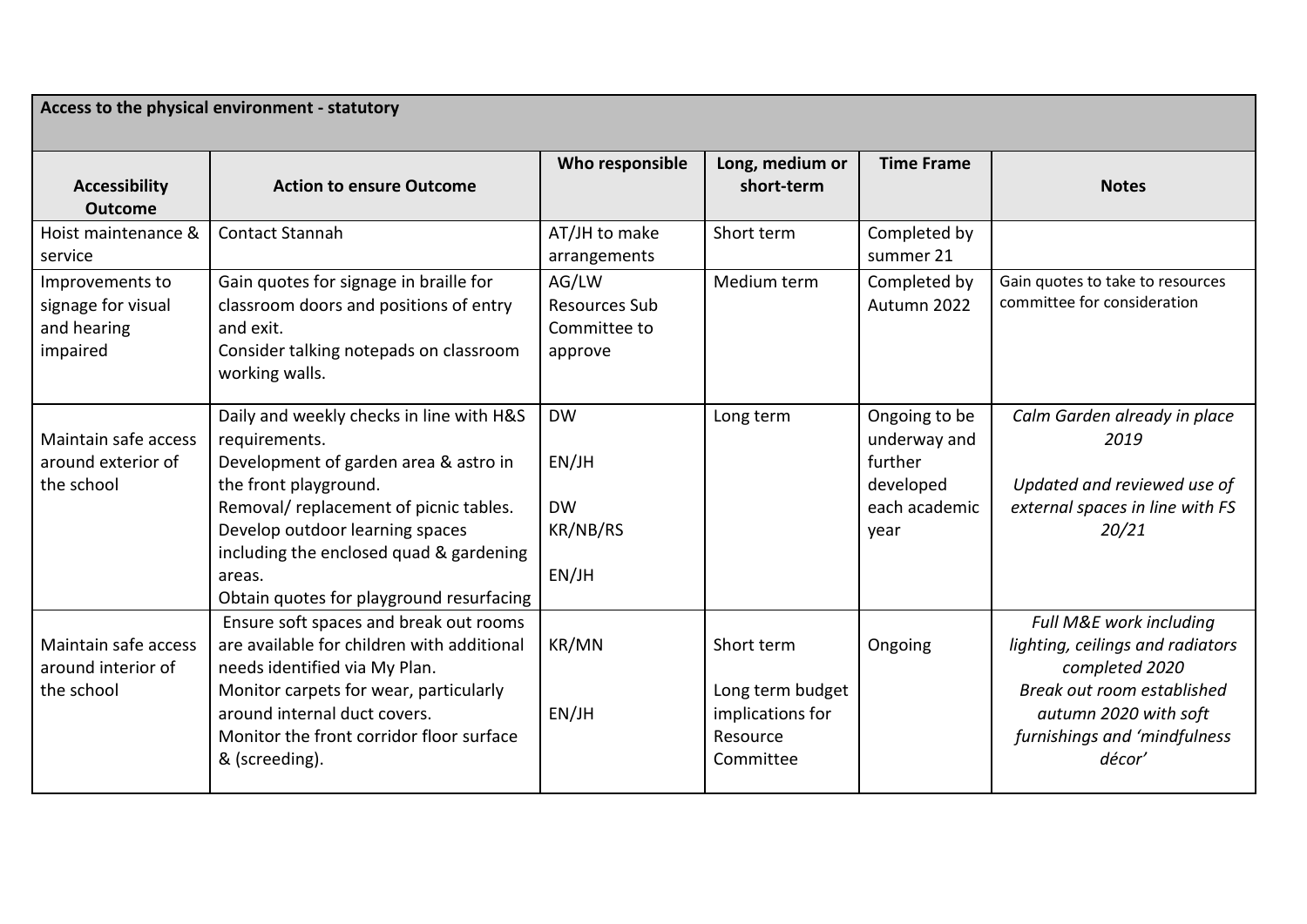**Access to the physical environment - statutory**

| Accessibility Outcome | Action to ensure Outcome | Who responsible | Long, medium or short-term | Time Frame | Notes |
|---|---|---|---|---|---|
| Hoist maintenance & service | Contact Stannah | AT/JH to make arrangements | Short term | Completed by summer 21 | |
| Improvements to signage for visual and hearing impaired | Gain quotes for signage in braille for classroom doors and positions of entry and exit.<br>Consider talking notepads on classroom working walls. | AG/LW<br>Resources Sub Committee to approve | Medium term | Completed by Autumn 2022 | Gain quotes to take to resources committee for consideration |
| Maintain safe access around exterior of the school | Daily and weekly checks in line with H&S requirements.<br>Development of garden area & astro in the front playground.<br>Removal/ replacement of picnic tables.<br>Develop outdoor learning spaces including the enclosed quad & gardening areas.<br>Obtain quotes for playground resurfacing | DW<br>EN/JH<br>DW<br>KR/NB/RS<br>EN/JH | Long term | Ongoing to be underway and further developed each academic year | *Calm Garden already in place 2019*<br>*Updated and reviewed use of external spaces in line with FS 20/21* |
| Maintain safe access around interior of the school | Ensure soft spaces and break out rooms are available for children with additional needs identified via My Plan.<br>Monitor carpets for wear, particularly around internal duct covers.<br>Monitor the front corridor floor surface & (screeding). | KR/MN<br>EN/JH | Short term<br>Long term budget implications for Resource Committee | Ongoing | *Full M&E work including lighting, ceilings and radiators completed 2020*<br>*Break out room established autumn 2020 with soft furnishings and 'mindfulness décor'* |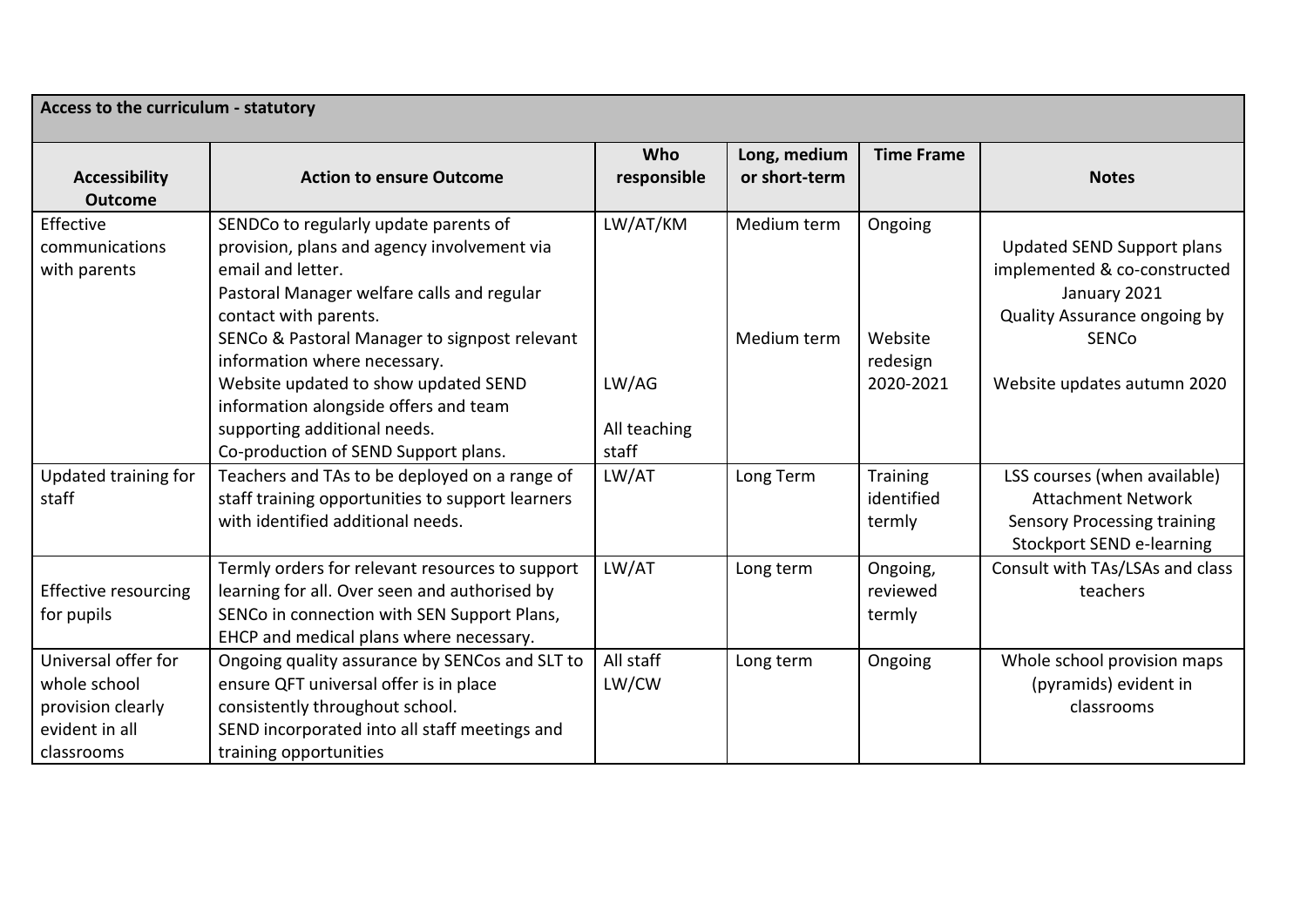| Access to the curriculum - statutory | | | | | |
|---|---|---|---|---|---|
| **Accessibility Outcome** | **Action to ensure Outcome** | **Who responsible** | **Long, medium or short-term** | **Time Frame** | **Notes** |
| Effective communications with parents | SENDCo to regularly update parents of provision, plans and agency involvement via email and letter.<br>Pastoral Manager welfare calls and regular contact with parents.<br>SENCo & Pastoral Manager to signpost relevant information where necessary.<br>Website updated to show updated SEND information alongside offers and team supporting additional needs.<br>Co-production of SEND Support plans. | LW/AT/KM<br><br><br><br><br>LW/AG<br><br>All teaching staff | Medium term<br><br><br><br>Medium term | Ongoing<br><br><br><br>Website redesign 2020-2021 | Updated SEND Support plans implemented & co-constructed January 2021<br>Quality Assurance ongoing by SENCo<br><br>Website updates autumn 2020 |
| Updated training for staff | Teachers and TAs to be deployed on a range of staff training opportunities to support learners with identified additional needs. | LW/AT | Long Term | Training identified termly | LSS courses (when available)<br>Attachment Network<br>Sensory Processing training<br>Stockport SEND e-learning |
| Effective resourcing for pupils | Termly orders for relevant resources to support learning for all. Over seen and authorised by SENCo in connection with SEN Support Plans, EHCP and medical plans where necessary. | LW/AT | Long term | Ongoing, reviewed termly | Consult with TAs/LSAs and class teachers |
| Universal offer for whole school provision clearly evident in all classrooms | Ongoing quality assurance by SENCos and SLT to ensure QFT universal offer is in place consistently throughout school.<br>SEND incorporated into all staff meetings and training opportunities | All staff<br>LW/CW | Long term | Ongoing | Whole school provision maps (pyramids) evident in classrooms |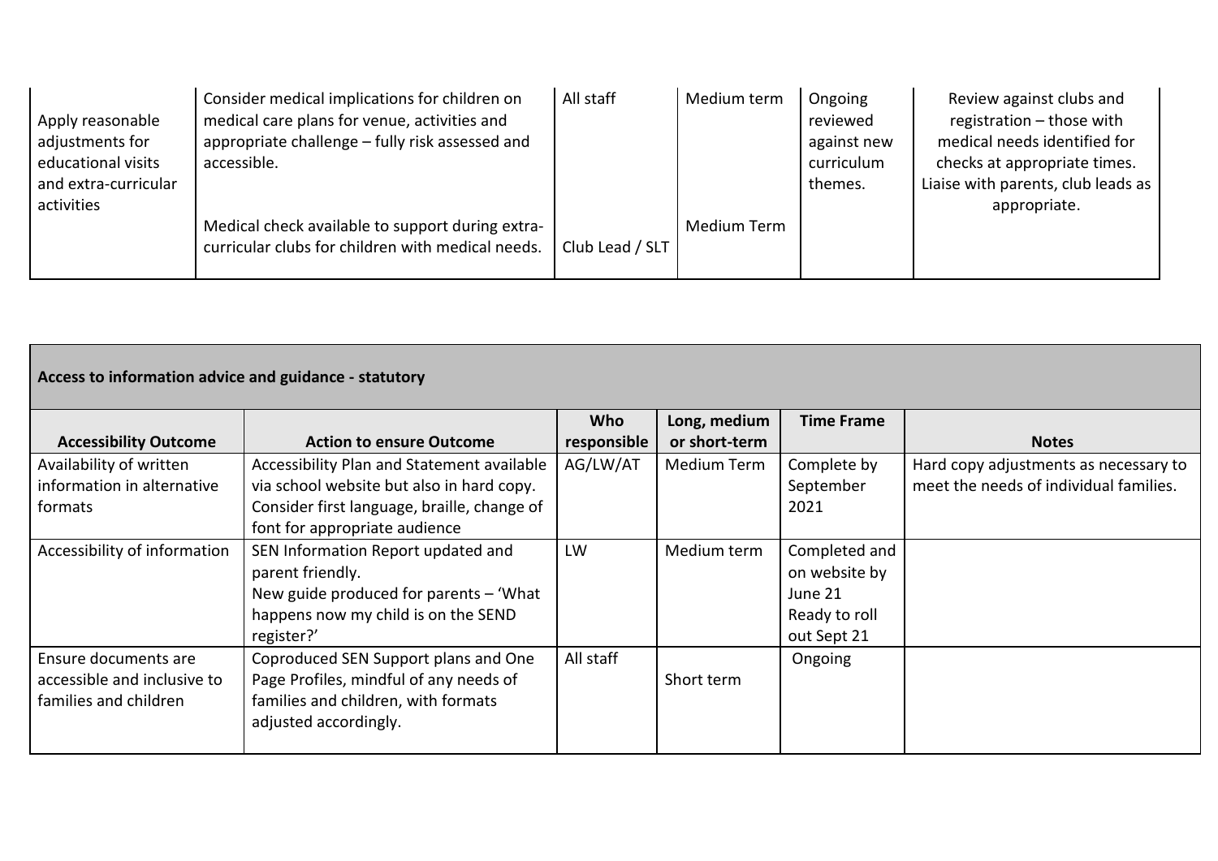| | | | | | |
|---|---|---|---|---|---|
| Apply reasonable adjustments for educational visits and extra-curricular activities | Consider medical implications for children on medical care plans for venue, activities and appropriate challenge – fully risk assessed and accessible.<br><br>Medical check available to support during extra-curricular clubs for children with medical needs. | All staff<br><br>Club Lead / SLT | Medium term<br><br>Medium Term | Ongoing reviewed against new curriculum themes. | Review against clubs and registration – those with medical needs identified for checks at appropriate times. Liaise with parents, club leads as appropriate. |

**Access to information advice and guidance - statutory**

| Accessibility Outcome | Action to ensure Outcome | Who responsible | Long, medium or short-term | Time Frame | Notes |
|---|---|---|---|---|---|
| Availability of written information in alternative formats | Accessibility Plan and Statement available via school website but also in hard copy. Consider first language, braille, change of font for appropriate audience | AG/LW/AT | Medium Term | Complete by September 2021 | Hard copy adjustments as necessary to meet the needs of individual families. |
| Accessibility of information | SEN Information Report updated and parent friendly.<br>New guide produced for parents – 'What happens now my child is on the SEND register?' | LW | Medium term | Completed and on website by June 21<br>Ready to roll out Sept 21 | |
| Ensure documents are accessible and inclusive to families and children | Coproduced SEN Support plans and One Page Profiles, mindful of any needs of families and children, with formats adjusted accordingly. | All staff | Short term | Ongoing | |